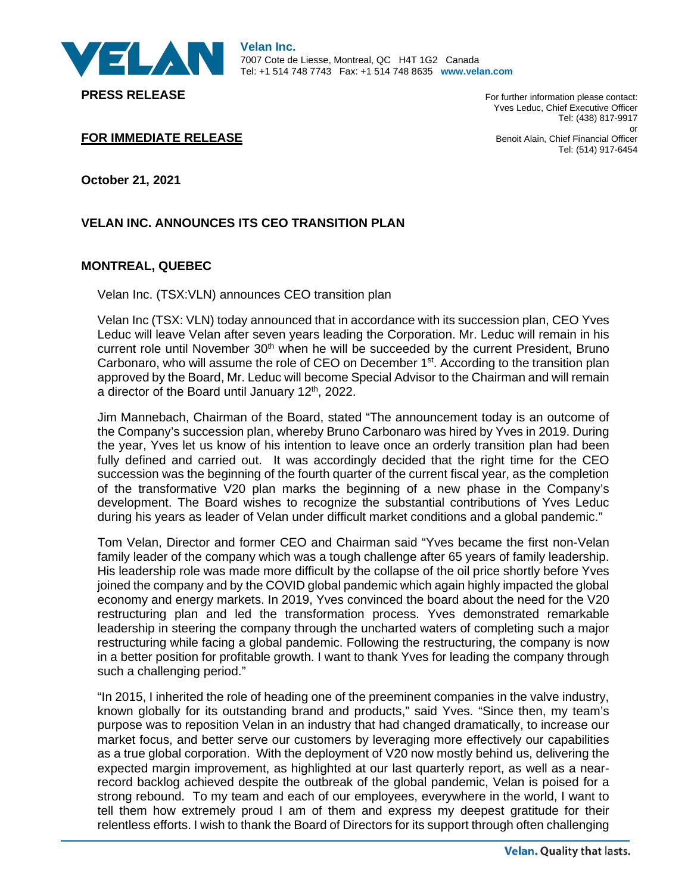**Velan Inc.**
7007 Cote de Liesse, Montreal, QC H4T 1G2 Canada
Tel: +1 514 748 7743 Fax: +1 514 748 8635 **www.velan.com**

**PRESS RELEASE**

For further information please contact:
Yves Leduc, Chief Executive Officer
Tel: (438) 817-9917
or
Benoit Alain, Chief Financial Officer
Tel: (514) 917-6454

**FOR IMMEDIATE RELEASE**

**October 21, 2021**

## VELAN INC. ANNOUNCES ITS CEO TRANSITION PLAN

**MONTREAL, QUEBEC**

Velan Inc. (TSX:VLN) announces CEO transition plan

Velan Inc (TSX: VLN) today announced that in accordance with its succession plan, CEO Yves Leduc will leave Velan after seven years leading the Corporation. Mr. Leduc will remain in his current role until November 30th when he will be succeeded by the current President, Bruno Carbonaro, who will assume the role of CEO on December 1st. According to the transition plan approved by the Board, Mr. Leduc will become Special Advisor to the Chairman and will remain a director of the Board until January 12th, 2022.

Jim Mannebach, Chairman of the Board, stated "The announcement today is an outcome of the Company's succession plan, whereby Bruno Carbonaro was hired by Yves in 2019. During the year, Yves let us know of his intention to leave once an orderly transition plan had been fully defined and carried out. It was accordingly decided that the right time for the CEO succession was the beginning of the fourth quarter of the current fiscal year, as the completion of the transformative V20 plan marks the beginning of a new phase in the Company's development. The Board wishes to recognize the substantial contributions of Yves Leduc during his years as leader of Velan under difficult market conditions and a global pandemic."

Tom Velan, Director and former CEO and Chairman said "Yves became the first non-Velan family leader of the company which was a tough challenge after 65 years of family leadership. His leadership role was made more difficult by the collapse of the oil price shortly before Yves joined the company and by the COVID global pandemic which again highly impacted the global economy and energy markets. In 2019, Yves convinced the board about the need for the V20 restructuring plan and led the transformation process. Yves demonstrated remarkable leadership in steering the company through the uncharted waters of completing such a major restructuring while facing a global pandemic. Following the restructuring, the company is now in a better position for profitable growth. I want to thank Yves for leading the company through such a challenging period."

"In 2015, I inherited the role of heading one of the preeminent companies in the valve industry, known globally for its outstanding brand and products," said Yves. "Since then, my team's purpose was to reposition Velan in an industry that had changed dramatically, to increase our market focus, and better serve our customers by leveraging more effectively our capabilities as a true global corporation. With the deployment of V20 now mostly behind us, delivering the expected margin improvement, as highlighted at our last quarterly report, as well as a near-record backlog achieved despite the outbreak of the global pandemic, Velan is poised for a strong rebound. To my team and each of our employees, everywhere in the world, I want to tell them how extremely proud I am of them and express my deepest gratitude for their relentless efforts. I wish to thank the Board of Directors for its support through often challenging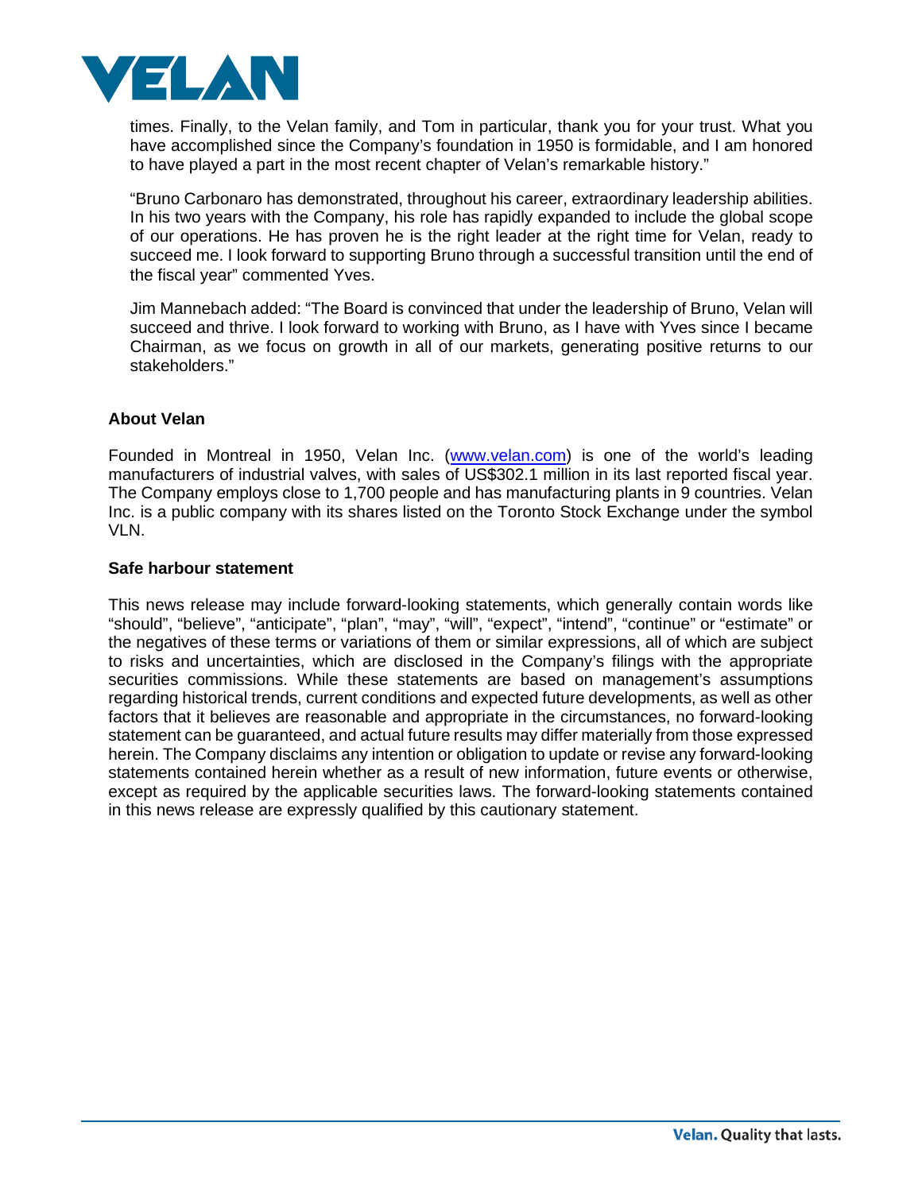times. Finally, to the Velan family, and Tom in particular, thank you for your trust. What you have accomplished since the Company's foundation in 1950 is formidable, and I am honored to have played a part in the most recent chapter of Velan's remarkable history."

"Bruno Carbonaro has demonstrated, throughout his career, extraordinary leadership abilities. In his two years with the Company, his role has rapidly expanded to include the global scope of our operations. He has proven he is the right leader at the right time for Velan, ready to succeed me. I look forward to supporting Bruno through a successful transition until the end of the fiscal year" commented Yves.

Jim Mannebach added: "The Board is convinced that under the leadership of Bruno, Velan will succeed and thrive. I look forward to working with Bruno, as I have with Yves since I became Chairman, as we focus on growth in all of our markets, generating positive returns to our stakeholders."

**About Velan**

Founded in Montreal in 1950, Velan Inc. (www.velan.com) is one of the world's leading manufacturers of industrial valves, with sales of US$302.1 million in its last reported fiscal year. The Company employs close to 1,700 people and has manufacturing plants in 9 countries. Velan Inc. is a public company with its shares listed on the Toronto Stock Exchange under the symbol VLN.

**Safe harbour statement**

This news release may include forward-looking statements, which generally contain words like "should", "believe", "anticipate", "plan", "may", "will", "expect", "intend", "continue" or "estimate" or the negatives of these terms or variations of them or similar expressions, all of which are subject to risks and uncertainties, which are disclosed in the Company's filings with the appropriate securities commissions. While these statements are based on management's assumptions regarding historical trends, current conditions and expected future developments, as well as other factors that it believes are reasonable and appropriate in the circumstances, no forward-looking statement can be guaranteed, and actual future results may differ materially from those expressed herein. The Company disclaims any intention or obligation to update or revise any forward-looking statements contained herein whether as a result of new information, future events or otherwise, except as required by the applicable securities laws. The forward-looking statements contained in this news release are expressly qualified by this cautionary statement.